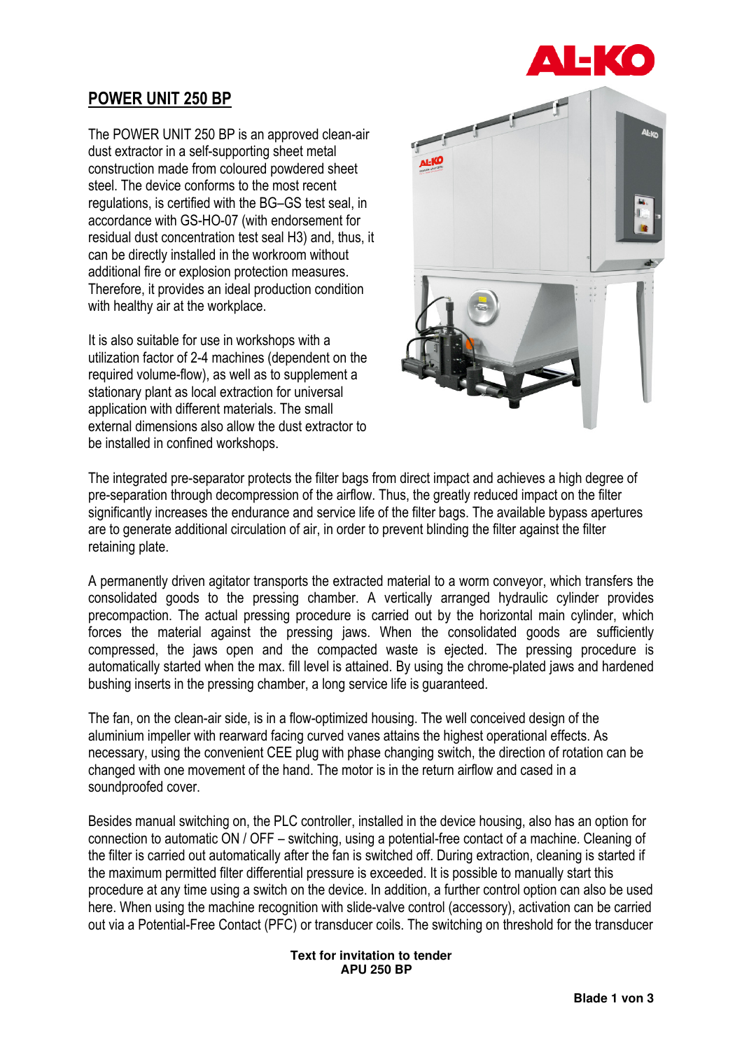## POWER UNIT 250 BP

The POWER UNIT 250 BP is an approved clean-air dust extractor in a self-supporting sheet metal construction made from coloured powdered sheet steel. The device conforms to the most recent regulations, is certified with the BG–GS test seal, in accordance with GS-HO-07 (with endorsement for residual dust concentration test seal H3) and, thus, it can be directly installed in the workroom without additional fire or explosion protection measures. Therefore, it provides an ideal production condition with healthy air at the workplace.

It is also suitable for use in workshops with a utilization factor of 2-4 machines (dependent on the required volume-flow), as well as to supplement a stationary plant as local extraction for universal application with different materials. The small external dimensions also allow the dust extractor to be installed in confined workshops.

The integrated pre-separator protects the filter bags from direct impact and achieves a high degree of pre-separation through decompression of the airflow. Thus, the greatly reduced impact on the filter significantly increases the endurance and service life of the filter bags. The available bypass apertures are to generate additional circulation of air, in order to prevent blinding the filter against the filter retaining plate.

A permanently driven agitator transports the extracted material to a worm conveyor, which transfers the consolidated goods to the pressing chamber. A vertically arranged hydraulic cylinder provides precompaction. The actual pressing procedure is carried out by the horizontal main cylinder, which forces the material against the pressing jaws. When the consolidated goods are sufficiently compressed, the jaws open and the compacted waste is ejected. The pressing procedure is automatically started when the max. fill level is attained. By using the chrome-plated jaws and hardened bushing inserts in the pressing chamber, a long service life is guaranteed.

The fan, on the clean-air side, is in a flow-optimized housing. The well conceived design of the aluminium impeller with rearward facing curved vanes attains the highest operational effects. As necessary, using the convenient CEE plug with phase changing switch, the direction of rotation can be changed with one movement of the hand. The motor is in the return airflow and cased in a soundproofed cover.

Besides manual switching on, the PLC controller, installed in the device housing, also has an option for connection to automatic ON / OFF – switching, using a potential-free contact of a machine. Cleaning of the filter is carried out automatically after the fan is switched off. During extraction, cleaning is started if the maximum permitted filter differential pressure is exceeded. It is possible to manually start this procedure at any time using a switch on the device. In addition, a further control option can also be used here. When using the machine recognition with slide-valve control (accessory), activation can be carried out via a Potential-Free Contact (PFC) or transducer coils. The switching on threshold for the transducer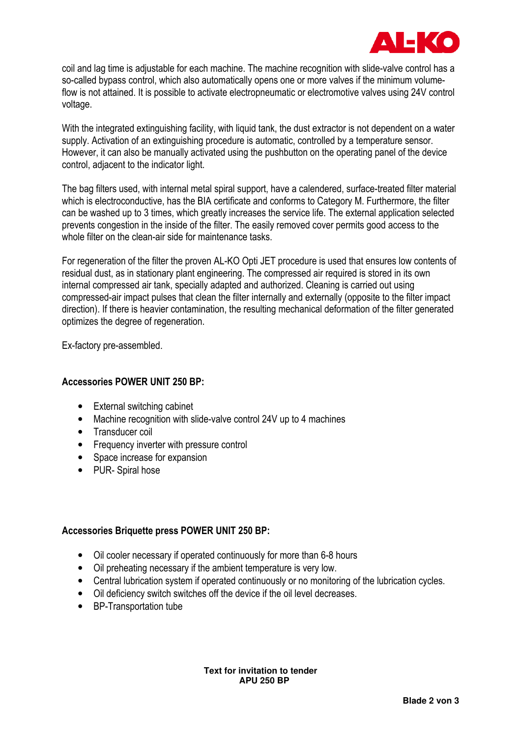coil and lag time is adjustable for each machine. The machine recognition with slide-valve control has a so-called bypass control, which also automatically opens one or more valves if the minimum volume-flow is not attained. It is possible to activate electropneumatic or electromotive valves using 24V control voltage.

With the integrated extinguishing facility, with liquid tank, the dust extractor is not dependent on a water supply. Activation of an extinguishing procedure is automatic, controlled by a temperature sensor. However, it can also be manually activated using the pushbutton on the operating panel of the device control, adjacent to the indicator light.

The bag filters used, with internal metal spiral support, have a calendered, surface-treated filter material which is electroconductive, has the BIA certificate and conforms to Category M. Furthermore, the filter can be washed up to 3 times, which greatly increases the service life. The external application selected prevents congestion in the inside of the filter. The easily removed cover permits good access to the whole filter on the clean-air side for maintenance tasks.

For regeneration of the filter the proven AL-KO Opti JET procedure is used that ensures low contents of residual dust, as in stationary plant engineering. The compressed air required is stored in its own internal compressed air tank, specially adapted and authorized. Cleaning is carried out using compressed-air impact pulses that clean the filter internally and externally (opposite to the filter impact direction). If there is heavier contamination, the resulting mechanical deformation of the filter generated optimizes the degree of regeneration.

Ex-factory pre-assembled.

**Accessories POWER UNIT 250 BP:**

- External switching cabinet
- Machine recognition with slide-valve control 24V up to 4 machines
- Transducer coil
- Frequency inverter with pressure control
- Space increase for expansion
- PUR- Spiral hose

**Accessories Briquette press POWER UNIT 250 BP:**

- Oil cooler necessary if operated continuously for more than 6-8 hours
- Oil preheating necessary if the ambient temperature is very low.
- Central lubrication system if operated continuously or no monitoring of the lubrication cycles.
- Oil deficiency switch switches off the device if the oil level decreases.
- BP-Transportation tube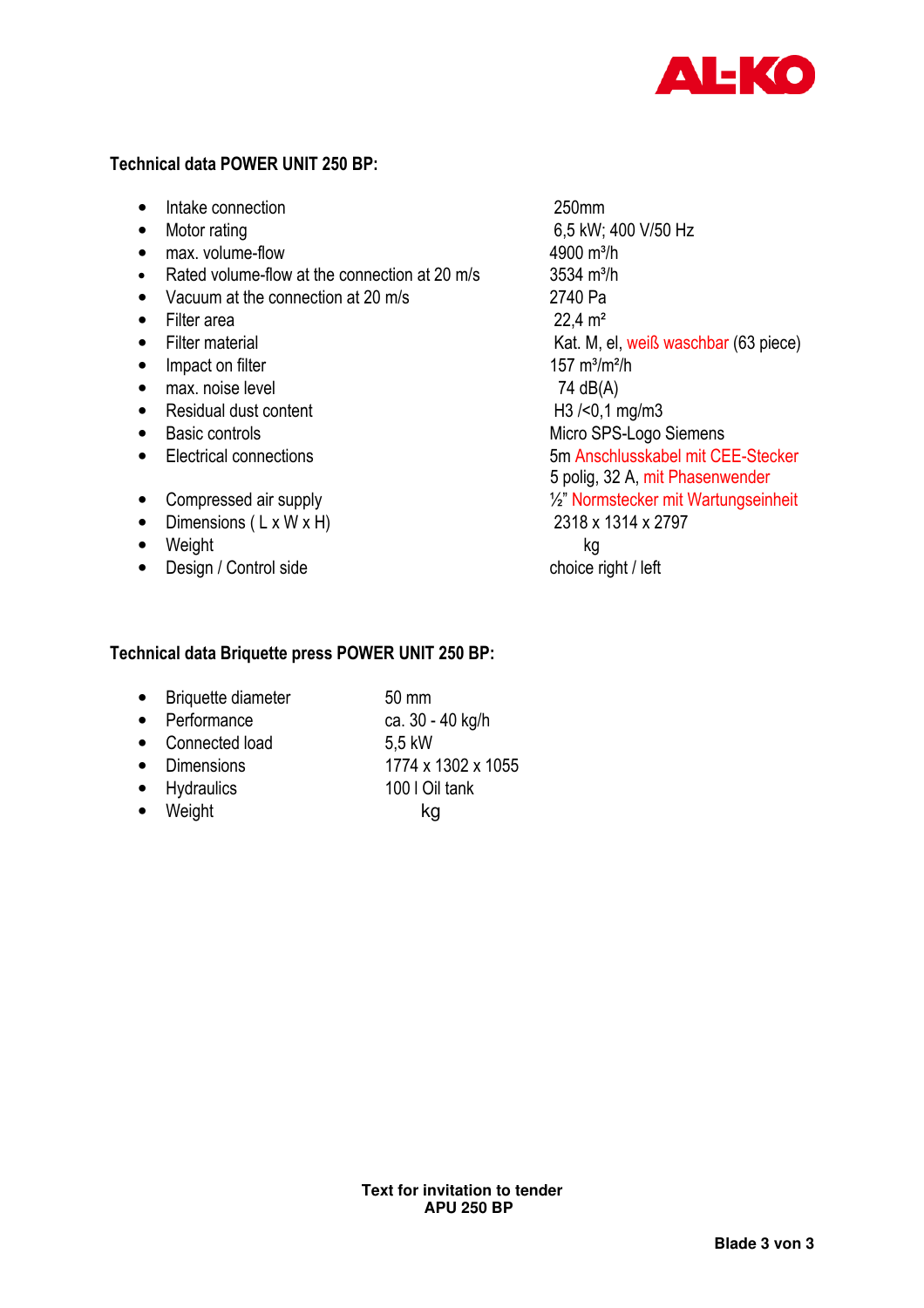## Technical data POWER UNIT 250 BP:

| | |
|---|---|
| Intake connection | 250mm |
| Motor rating | 6,5 kW; 400 V/50 Hz |
| max. volume-flow | 4900 m³/h |
| Rated volume-flow at the connection at 20 m/s | 3534 m³/h |
| Vacuum at the connection at 20 m/s | 2740 Pa |
| Filter area | 22,4 m² |
| Filter material | Kat. M, el, weiß waschbar (63 piece) |
| Impact on filter | 157 m³/m²/h |
| max. noise level | 74 dB(A) |
| Residual dust content | H3 /<0,1 mg/m3 |
| Basic controls | Micro SPS-Logo Siemens |
| Electrical connections | 5m Anschlusskabel mit CEE-Stecker 5 polig, 32 A, mit Phasenwender |
| Compressed air supply | ½" Normstecker mit Wartungseinheit |
| Dimensions ( L x W x H) | 2318 x 1314 x 2797 |
| Weight | kg |
| Design / Control side | choice right / left |

## Technical data Briquette press POWER UNIT 250 BP:

| | |
|---|---|
| Briquette diameter | 50 mm |
| Performance | ca. 30 - 40 kg/h |
| Connected load | 5,5 kW |
| Dimensions | 1774 x 1302 x 1055 |
| Hydraulics | 100 l Oil tank |
| Weight | kg |

**Text for invitation to tender**
**APU 250 BP**